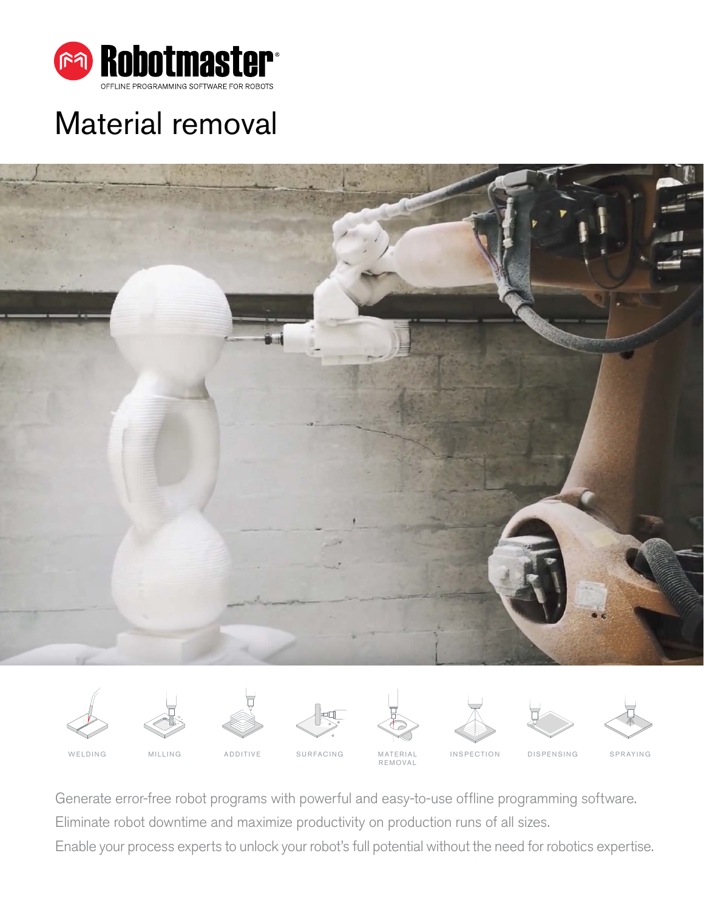Robotmaster®

OFFLINE PROGRAMMING SOFTWARE FOR ROBOTS

# Material removal

WELDING | MILLING | ADDITIVE | SURFACING | MATERIAL REMOVAL | INSPECTION | DISPENSING | SPRAYING

Generate error-free robot programs with powerful and easy-to-use offline programming software.
Eliminate robot downtime and maximize productivity on production runs of all sizes.
Enable your process experts to unlock your robot's full potential without the need for robotics expertise.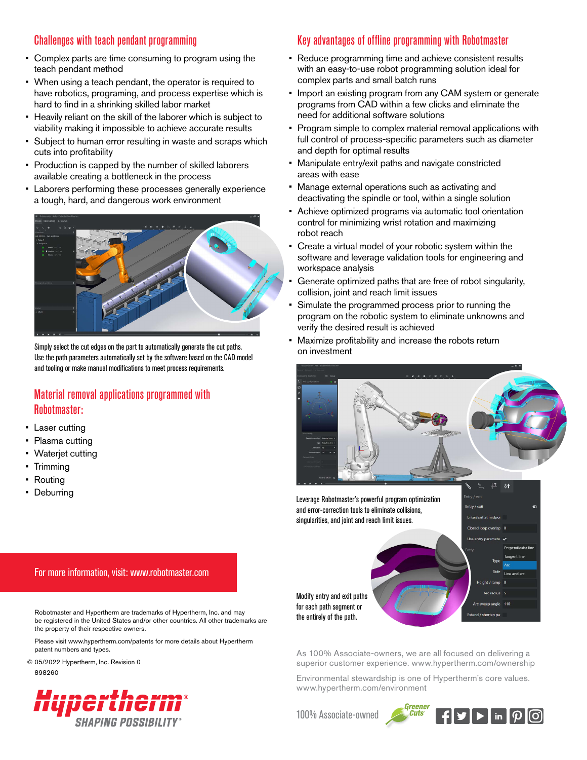## Challenges with teach pendant programming

- Complex parts are time consuming to program using the teach pendant method
- When using a teach pendant, the operator is required to have robotics, programing, and process expertise which is hard to find in a shrinking skilled labor market
- Heavily reliant on the skill of the laborer which is subject to viability making it impossible to achieve accurate results
- Subject to human error resulting in waste and scraps which cuts into profitability
- Production is capped by the number of skilled laborers available creating a bottleneck in the process
- Laborers performing these processes generally experience a tough, hard, and dangerous work environment

Simply select the cut edges on the part to automatically generate the cut paths. Use the path parameters automatically set by the software based on the CAD model and tooling or make manual modifications to meet process requirements.

## Material removal applications programmed with Robotmaster:

- Laser cutting
- Plasma cutting
- Waterjet cutting
- Trimming
- Routing
- Deburring

For more information, visit: www.robotmaster.com

## Key advantages of offline programming with Robotmaster

- Reduce programming time and achieve consistent results with an easy-to-use robot programming solution ideal for complex parts and small batch runs
- Import an existing program from any CAM system or generate programs from CAD within a few clicks and eliminate the need for additional software solutions
- Program simple to complex material removal applications with full control of process-specific parameters such as diameter and depth for optimal results
- Manipulate entry/exit paths and navigate constricted areas with ease
- Manage external operations such as activating and deactivating the spindle or tool, within a single solution
- Achieve optimized programs via automatic tool orientation control for minimizing wrist rotation and maximizing robot reach
- Create a virtual model of your robotic system within the software and leverage validation tools for engineering and workspace analysis
- Generate optimized paths that are free of robot singularity, collision, joint and reach limit issues
- Simulate the programmed process prior to running the program on the robotic system to eliminate unknowns and verify the desired result is achieved
- Maximize profitability and increase the robots return on investment

Leverage Robotmaster's powerful program optimization and error-correction tools to eliminate collisions, singularities, and joint and reach limit issues.

Modify entry and exit paths for each path segment or the entirely of the path.

Robotmaster and Hypertherm are trademarks of Hypertherm, Inc. and may be registered in the United States and/or other countries. All other trademarks are the property of their respective owners.

Please visit www.hypertherm.com/patents for more details about Hypertherm patent numbers and types.

© 05/2022 Hypertherm, Inc. Revision 0
898260

Hypertherm® SHAPING POSSIBILITY®

As 100% Associate-owners, we are all focused on delivering a superior customer experience. www.hypertherm.com/ownership

Environmental stewardship is one of Hypertherm's core values. www.hypertherm.com/environment

100% Associate-owned

Greener Cuts